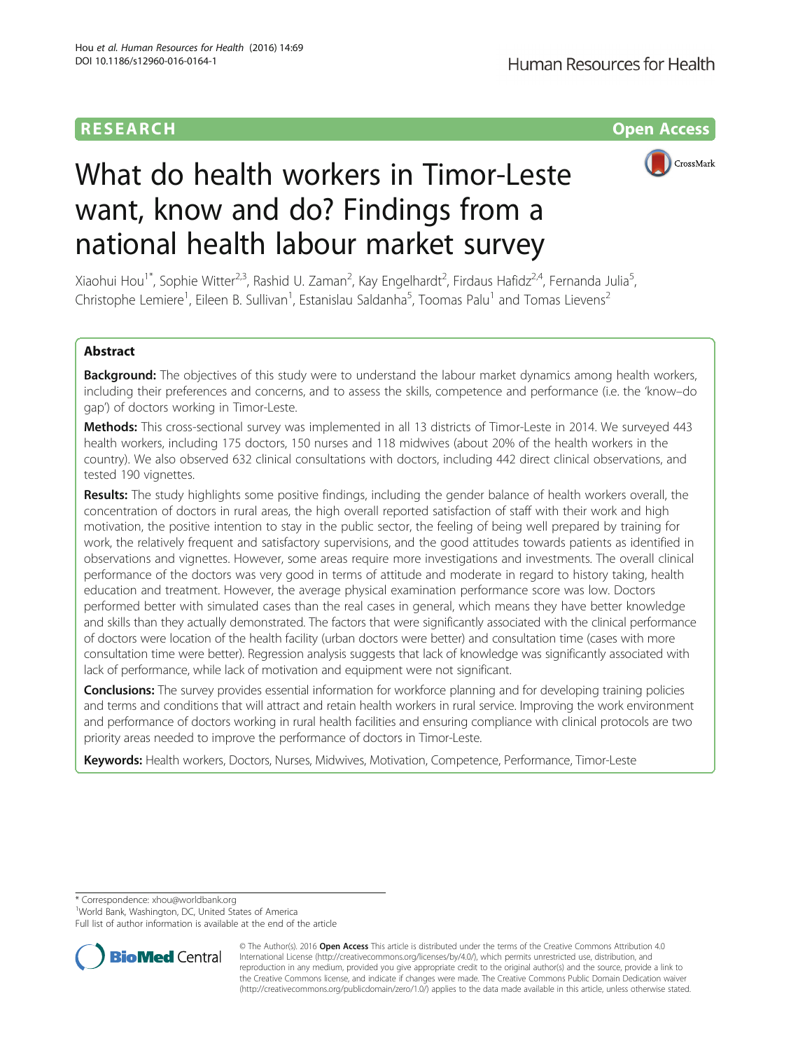RESEARCH Open Access

# What do health workers in Timor-Leste want, know and do? Findings from a national health labour market survey

Xiaohui Hou[1*], Sophie Witter[2,3], Rashid U. Zaman[2], Kay Engelhardt[2], Firdaus Hafidz[2,4], Fernanda Julia[5], Christophe Lemiere[1], Eileen B. Sullivan[1], Estanislau Saldanha[5], Toomas Palu[1] and Tomas Lievens[2]

## Abstract

**Background:** The objectives of this study were to understand the labour market dynamics among health workers, including their preferences and concerns, and to assess the skills, competence and performance (i.e. the 'know–do gap') of doctors working in Timor-Leste.

**Methods:** This cross-sectional survey was implemented in all 13 districts of Timor-Leste in 2014. We surveyed 443 health workers, including 175 doctors, 150 nurses and 118 midwives (about 20% of the health workers in the country). We also observed 632 clinical consultations with doctors, including 442 direct clinical observations, and tested 190 vignettes.

**Results:** The study highlights some positive findings, including the gender balance of health workers overall, the concentration of doctors in rural areas, the high overall reported satisfaction of staff with their work and high motivation, the positive intention to stay in the public sector, the feeling of being well prepared by training for work, the relatively frequent and satisfactory supervisions, and the good attitudes towards patients as identified in observations and vignettes. However, some areas require more investigations and investments. The overall clinical performance of the doctors was very good in terms of attitude and moderate in regard to history taking, health education and treatment. However, the average physical examination performance score was low. Doctors performed better with simulated cases than the real cases in general, which means they have better knowledge and skills than they actually demonstrated. The factors that were significantly associated with the clinical performance of doctors were location of the health facility (urban doctors were better) and consultation time (cases with more consultation time were better). Regression analysis suggests that lack of knowledge was significantly associated with lack of performance, while lack of motivation and equipment were not significant.

**Conclusions:** The survey provides essential information for workforce planning and for developing training policies and terms and conditions that will attract and retain health workers in rural service. Improving the work environment and performance of doctors working in rural health facilities and ensuring compliance with clinical protocols are two priority areas needed to improve the performance of doctors in Timor-Leste.

**Keywords:** Health workers, Doctors, Nurses, Midwives, Motivation, Competence, Performance, Timor-Leste

\* Correspondence: xhou@worldbank.org
[1]World Bank, Washington, DC, United States of America
Full list of author information is available at the end of the article

© The Author(s). 2016 **Open Access** This article is distributed under the terms of the Creative Commons Attribution 4.0 International License (http://creativecommons.org/licenses/by/4.0/), which permits unrestricted use, distribution, and reproduction in any medium, provided you give appropriate credit to the original author(s) and the source, provide a link to the Creative Commons license, and indicate if changes were made. The Creative Commons Public Domain Dedication waiver (http://creativecommons.org/publicdomain/zero/1.0/) applies to the data made available in this article, unless otherwise stated.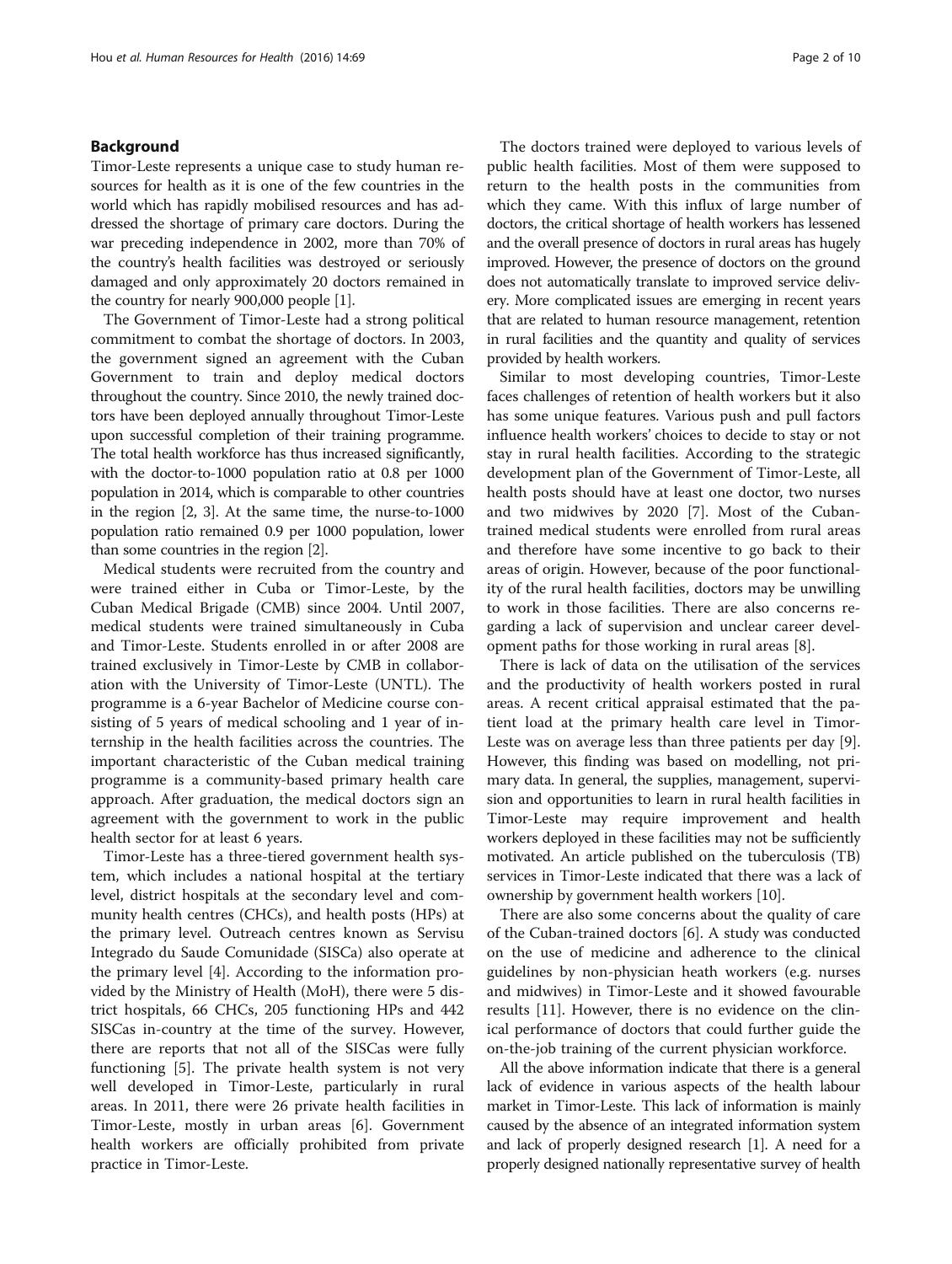## Background

Timor-Leste represents a unique case to study human resources for health as it is one of the few countries in the world which has rapidly mobilised resources and has addressed the shortage of primary care doctors. During the war preceding independence in 2002, more than 70% of the country's health facilities was destroyed or seriously damaged and only approximately 20 doctors remained in the country for nearly 900,000 people [1].

The Government of Timor-Leste had a strong political commitment to combat the shortage of doctors. In 2003, the government signed an agreement with the Cuban Government to train and deploy medical doctors throughout the country. Since 2010, the newly trained doctors have been deployed annually throughout Timor-Leste upon successful completion of their training programme. The total health workforce has thus increased significantly, with the doctor-to-1000 population ratio at 0.8 per 1000 population in 2014, which is comparable to other countries in the region [2, 3]. At the same time, the nurse-to-1000 population ratio remained 0.9 per 1000 population, lower than some countries in the region [2].

Medical students were recruited from the country and were trained either in Cuba or Timor-Leste, by the Cuban Medical Brigade (CMB) since 2004. Until 2007, medical students were trained simultaneously in Cuba and Timor-Leste. Students enrolled in or after 2008 are trained exclusively in Timor-Leste by CMB in collaboration with the University of Timor-Leste (UNTL). The programme is a 6-year Bachelor of Medicine course consisting of 5 years of medical schooling and 1 year of internship in the health facilities across the countries. The important characteristic of the Cuban medical training programme is a community-based primary health care approach. After graduation, the medical doctors sign an agreement with the government to work in the public health sector for at least 6 years.

Timor-Leste has a three-tiered government health system, which includes a national hospital at the tertiary level, district hospitals at the secondary level and community health centres (CHCs), and health posts (HPs) at the primary level. Outreach centres known as Servisu Integrado du Saude Comunidade (SISCa) also operate at the primary level [4]. According to the information provided by the Ministry of Health (MoH), there were 5 district hospitals, 66 CHCs, 205 functioning HPs and 442 SISCas in-country at the time of the survey. However, there are reports that not all of the SISCas were fully functioning [5]. The private health system is not very well developed in Timor-Leste, particularly in rural areas. In 2011, there were 26 private health facilities in Timor-Leste, mostly in urban areas [6]. Government health workers are officially prohibited from private practice in Timor-Leste.

The doctors trained were deployed to various levels of public health facilities. Most of them were supposed to return to the health posts in the communities from which they came. With this influx of large number of doctors, the critical shortage of health workers has lessened and the overall presence of doctors in rural areas has hugely improved. However, the presence of doctors on the ground does not automatically translate to improved service delivery. More complicated issues are emerging in recent years that are related to human resource management, retention in rural facilities and the quantity and quality of services provided by health workers.

Similar to most developing countries, Timor-Leste faces challenges of retention of health workers but it also has some unique features. Various push and pull factors influence health workers' choices to decide to stay or not stay in rural health facilities. According to the strategic development plan of the Government of Timor-Leste, all health posts should have at least one doctor, two nurses and two midwives by 2020 [7]. Most of the Cuban-trained medical students were enrolled from rural areas and therefore have some incentive to go back to their areas of origin. However, because of the poor functionality of the rural health facilities, doctors may be unwilling to work in those facilities. There are also concerns regarding a lack of supervision and unclear career development paths for those working in rural areas [8].

There is lack of data on the utilisation of the services and the productivity of health workers posted in rural areas. A recent critical appraisal estimated that the patient load at the primary health care level in Timor-Leste was on average less than three patients per day [9]. However, this finding was based on modelling, not primary data. In general, the supplies, management, supervision and opportunities to learn in rural health facilities in Timor-Leste may require improvement and health workers deployed in these facilities may not be sufficiently motivated. An article published on the tuberculosis (TB) services in Timor-Leste indicated that there was a lack of ownership by government health workers [10].

There are also some concerns about the quality of care of the Cuban-trained doctors [6]. A study was conducted on the use of medicine and adherence to the clinical guidelines by non-physician heath workers (e.g. nurses and midwives) in Timor-Leste and it showed favourable results [11]. However, there is no evidence on the clinical performance of doctors that could further guide the on-the-job training of the current physician workforce.

All the above information indicate that there is a general lack of evidence in various aspects of the health labour market in Timor-Leste. This lack of information is mainly caused by the absence of an integrated information system and lack of properly designed research [1]. A need for a properly designed nationally representative survey of health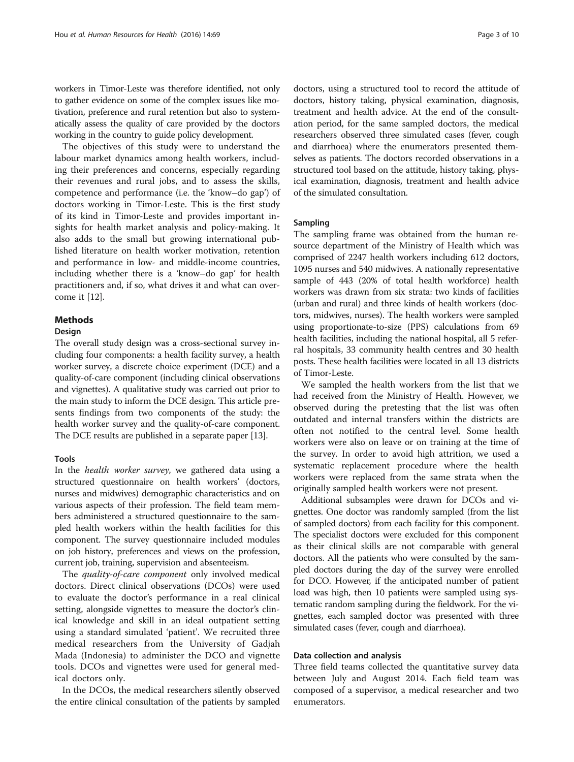workers in Timor-Leste was therefore identified, not only to gather evidence on some of the complex issues like motivation, preference and rural retention but also to systematically assess the quality of care provided by the doctors working in the country to guide policy development.

The objectives of this study were to understand the labour market dynamics among health workers, including their preferences and concerns, especially regarding their revenues and rural jobs, and to assess the skills, competence and performance (i.e. the 'know–do gap') of doctors working in Timor-Leste. This is the first study of its kind in Timor-Leste and provides important insights for health market analysis and policy-making. It also adds to the small but growing international published literature on health worker motivation, retention and performance in low- and middle-income countries, including whether there is a 'know–do gap' for health practitioners and, if so, what drives it and what can overcome it [12].

## Methods

### Design

The overall study design was a cross-sectional survey including four components: a health facility survey, a health worker survey, a discrete choice experiment (DCE) and a quality-of-care component (including clinical observations and vignettes). A qualitative study was carried out prior to the main study to inform the DCE design. This article presents findings from two components of the study: the health worker survey and the quality-of-care component. The DCE results are published in a separate paper [13].

### Tools

In the *health worker survey*, we gathered data using a structured questionnaire on health workers' (doctors, nurses and midwives) demographic characteristics and on various aspects of their profession. The field team members administered a structured questionnaire to the sampled health workers within the health facilities for this component. The survey questionnaire included modules on job history, preferences and views on the profession, current job, training, supervision and absenteeism.

The *quality-of-care component* only involved medical doctors. Direct clinical observations (DCOs) were used to evaluate the doctor's performance in a real clinical setting, alongside vignettes to measure the doctor's clinical knowledge and skill in an ideal outpatient setting using a standard simulated 'patient'. We recruited three medical researchers from the University of Gadjah Mada (Indonesia) to administer the DCO and vignette tools. DCOs and vignettes were used for general medical doctors only.

In the DCOs, the medical researchers silently observed the entire clinical consultation of the patients by sampled doctors, using a structured tool to record the attitude of doctors, history taking, physical examination, diagnosis, treatment and health advice. At the end of the consultation period, for the same sampled doctors, the medical researchers observed three simulated cases (fever, cough and diarrhoea) where the enumerators presented themselves as patients. The doctors recorded observations in a structured tool based on the attitude, history taking, physical examination, diagnosis, treatment and health advice of the simulated consultation.

### Sampling

The sampling frame was obtained from the human resource department of the Ministry of Health which was comprised of 2247 health workers including 612 doctors, 1095 nurses and 540 midwives. A nationally representative sample of 443 (20% of total health workforce) health workers was drawn from six strata: two kinds of facilities (urban and rural) and three kinds of health workers (doctors, midwives, nurses). The health workers were sampled using proportionate-to-size (PPS) calculations from 69 health facilities, including the national hospital, all 5 referral hospitals, 33 community health centres and 30 health posts. These health facilities were located in all 13 districts of Timor-Leste.

We sampled the health workers from the list that we had received from the Ministry of Health. However, we observed during the pretesting that the list was often outdated and internal transfers within the districts are often not notified to the central level. Some health workers were also on leave or on training at the time of the survey. In order to avoid high attrition, we used a systematic replacement procedure where the health workers were replaced from the same strata when the originally sampled health workers were not present.

Additional subsamples were drawn for DCOs and vignettes. One doctor was randomly sampled (from the list of sampled doctors) from each facility for this component. The specialist doctors were excluded for this component as their clinical skills are not comparable with general doctors. All the patients who were consulted by the sampled doctors during the day of the survey were enrolled for DCO. However, if the anticipated number of patient load was high, then 10 patients were sampled using systematic random sampling during the fieldwork. For the vignettes, each sampled doctor was presented with three simulated cases (fever, cough and diarrhoea).

### Data collection and analysis

Three field teams collected the quantitative survey data between July and August 2014. Each field team was composed of a supervisor, a medical researcher and two enumerators.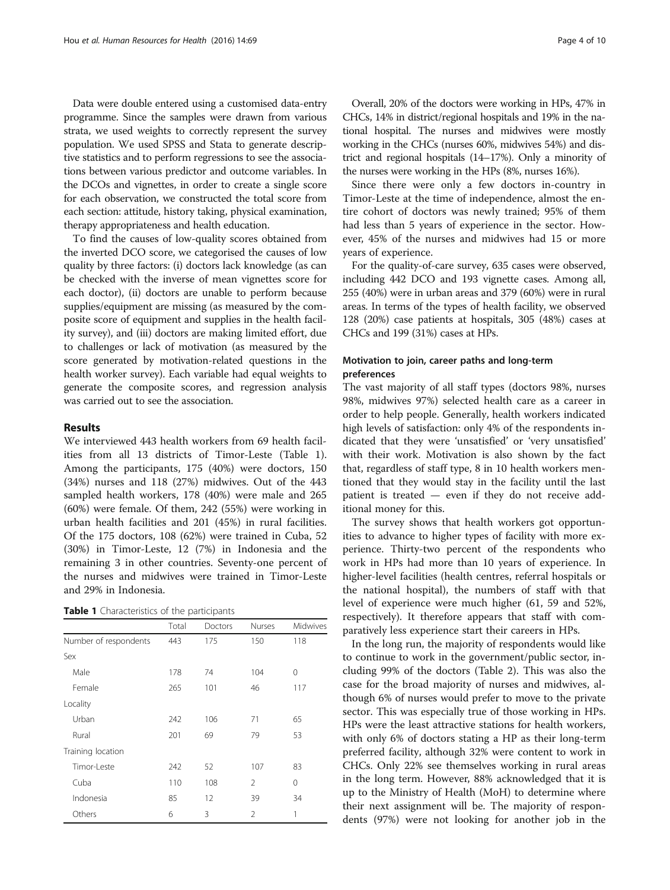Data were double entered using a customised data-entry programme. Since the samples were drawn from various strata, we used weights to correctly represent the survey population. We used SPSS and Stata to generate descriptive statistics and to perform regressions to see the associations between various predictor and outcome variables. In the DCOs and vignettes, in order to create a single score for each observation, we constructed the total score from each section: attitude, history taking, physical examination, therapy appropriateness and health education.

To find the causes of low-quality scores obtained from the inverted DCO score, we categorised the causes of low quality by three factors: (i) doctors lack knowledge (as can be checked with the inverse of mean vignettes score for each doctor), (ii) doctors are unable to perform because supplies/equipment are missing (as measured by the composite score of equipment and supplies in the health facility survey), and (iii) doctors are making limited effort, due to challenges or lack of motivation (as measured by the score generated by motivation-related questions in the health worker survey). Each variable had equal weights to generate the composite scores, and regression analysis was carried out to see the association.

## Results

We interviewed 443 health workers from 69 health facilities from all 13 districts of Timor-Leste (Table 1). Among the participants, 175 (40%) were doctors, 150 (34%) nurses and 118 (27%) midwives. Out of the 443 sampled health workers, 178 (40%) were male and 265 (60%) were female. Of them, 242 (55%) were working in urban health facilities and 201 (45%) in rural facilities. Of the 175 doctors, 108 (62%) were trained in Cuba, 52 (30%) in Timor-Leste, 12 (7%) in Indonesia and the remaining 3 in other countries. Seventy-one percent of the nurses and midwives were trained in Timor-Leste and 29% in Indonesia.

**Table 1** Characteristics of the participants

| | Total | Doctors | Nurses | Midwives |
|---|---|---|---|---|
| Number of respondents | 443 | 175 | 150 | 118 |
| Sex | | | | |
| Male | 178 | 74 | 104 | 0 |
| Female | 265 | 101 | 46 | 117 |
| Locality | | | | |
| Urban | 242 | 106 | 71 | 65 |
| Rural | 201 | 69 | 79 | 53 |
| Training location | | | | |
| Timor-Leste | 242 | 52 | 107 | 83 |
| Cuba | 110 | 108 | 2 | 0 |
| Indonesia | 85 | 12 | 39 | 34 |
| Others | 6 | 3 | 2 | 1 |

Overall, 20% of the doctors were working in HPs, 47% in CHCs, 14% in district/regional hospitals and 19% in the national hospital. The nurses and midwives were mostly working in the CHCs (nurses 60%, midwives 54%) and district and regional hospitals (14–17%). Only a minority of the nurses were working in the HPs (8%, nurses 16%).

Since there were only a few doctors in-country in Timor-Leste at the time of independence, almost the entire cohort of doctors was newly trained; 95% of them had less than 5 years of experience in the sector. However, 45% of the nurses and midwives had 15 or more years of experience.

For the quality-of-care survey, 635 cases were observed, including 442 DCO and 193 vignette cases. Among all, 255 (40%) were in urban areas and 379 (60%) were in rural areas. In terms of the types of health facility, we observed 128 (20%) case patients at hospitals, 305 (48%) cases at CHCs and 199 (31%) cases at HPs.

### Motivation to join, career paths and long-term preferences

The vast majority of all staff types (doctors 98%, nurses 98%, midwives 97%) selected health care as a career in order to help people. Generally, health workers indicated high levels of satisfaction: only 4% of the respondents indicated that they were 'unsatisfied' or 'very unsatisfied' with their work. Motivation is also shown by the fact that, regardless of staff type, 8 in 10 health workers mentioned that they would stay in the facility until the last patient is treated — even if they do not receive additional money for this.

The survey shows that health workers got opportunities to advance to higher types of facility with more experience. Thirty-two percent of the respondents who work in HPs had more than 10 years of experience. In higher-level facilities (health centres, referral hospitals or the national hospital), the numbers of staff with that level of experience were much higher (61, 59 and 52%, respectively). It therefore appears that staff with comparatively less experience start their careers in HPs.

In the long run, the majority of respondents would like to continue to work in the government/public sector, including 99% of the doctors (Table 2). This was also the case for the broad majority of nurses and midwives, although 6% of nurses would prefer to move to the private sector. This was especially true of those working in HPs. HPs were the least attractive stations for health workers, with only 6% of doctors stating a HP as their long-term preferred facility, although 32% were content to work in CHCs. Only 22% see themselves working in rural areas in the long term. However, 88% acknowledged that it is up to the Ministry of Health (MoH) to determine where their next assignment will be. The majority of respondents (97%) were not looking for another job in the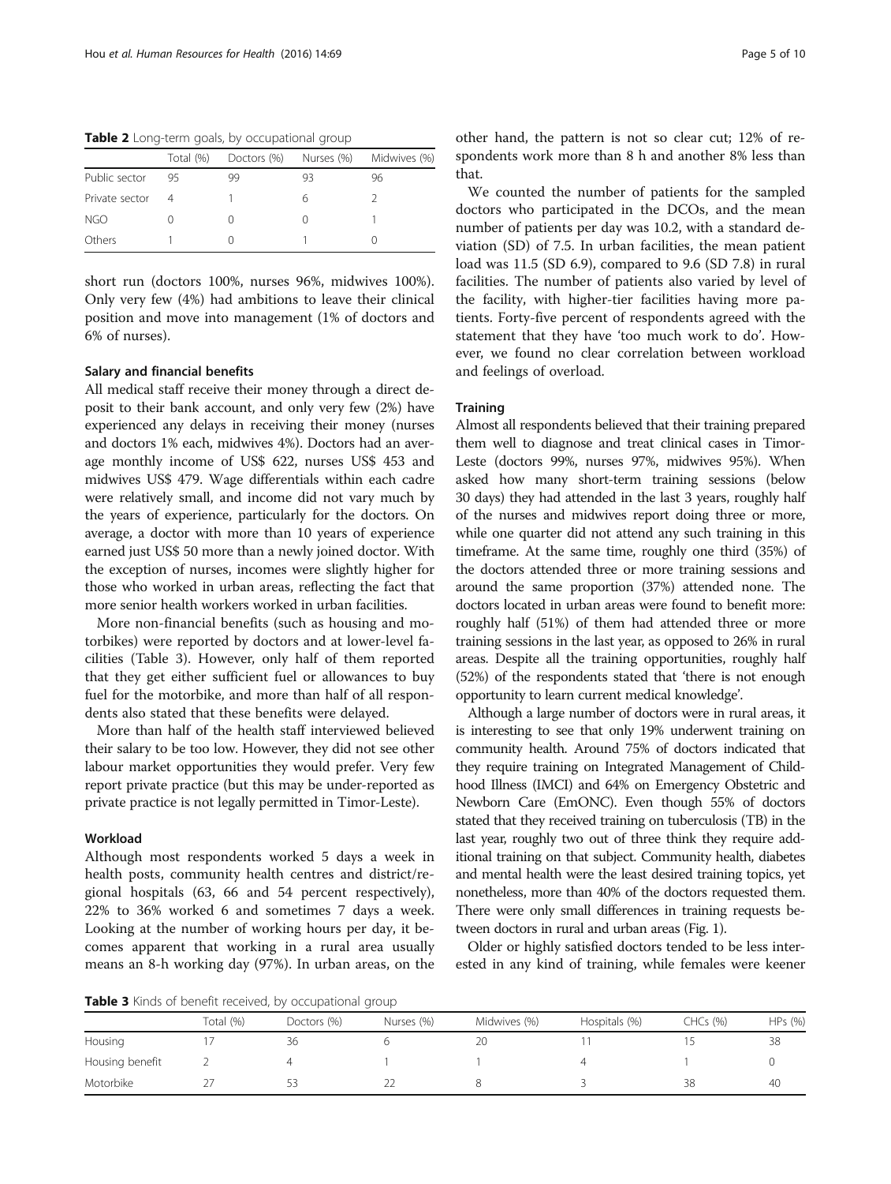**Table 2** Long-term goals, by occupational group

| | Total (%) | Doctors (%) | Nurses (%) | Midwives (%) |
|---|---|---|---|---|
| Public sector | 95 | 99 | 93 | 96 |
| Private sector | 4 | 1 | 6 | 2 |
| NGO | 0 | 0 | 0 | 1 |
| Others | 1 | 0 | 1 | 0 |

short run (doctors 100%, nurses 96%, midwives 100%). Only very few (4%) had ambitions to leave their clinical position and move into management (1% of doctors and 6% of nurses).

### Salary and financial benefits

All medical staff receive their money through a direct deposit to their bank account, and only very few (2%) have experienced any delays in receiving their money (nurses and doctors 1% each, midwives 4%). Doctors had an average monthly income of US$ 622, nurses US$ 453 and midwives US$ 479. Wage differentials within each cadre were relatively small, and income did not vary much by the years of experience, particularly for the doctors. On average, a doctor with more than 10 years of experience earned just US$ 50 more than a newly joined doctor. With the exception of nurses, incomes were slightly higher for those who worked in urban areas, reflecting the fact that more senior health workers worked in urban facilities.

More non-financial benefits (such as housing and motorbikes) were reported by doctors and at lower-level facilities (Table 3). However, only half of them reported that they get either sufficient fuel or allowances to buy fuel for the motorbike, and more than half of all respondents also stated that these benefits were delayed.

More than half of the health staff interviewed believed their salary to be too low. However, they did not see other labour market opportunities they would prefer. Very few report private practice (but this may be under-reported as private practice is not legally permitted in Timor-Leste).

### Workload

Although most respondents worked 5 days a week in health posts, community health centres and district/regional hospitals (63, 66 and 54 percent respectively), 22% to 36% worked 6 and sometimes 7 days a week. Looking at the number of working hours per day, it becomes apparent that working in a rural area usually means an 8-h working day (97%). In urban areas, on the other hand, the pattern is not so clear cut; 12% of respondents work more than 8 h and another 8% less than that.

We counted the number of patients for the sampled doctors who participated in the DCOs, and the mean number of patients per day was 10.2, with a standard deviation (SD) of 7.5. In urban facilities, the mean patient load was 11.5 (SD 6.9), compared to 9.6 (SD 7.8) in rural facilities. The number of patients also varied by level of the facility, with higher-tier facilities having more patients. Forty-five percent of respondents agreed with the statement that they have 'too much work to do'. However, we found no clear correlation between workload and feelings of overload.

### Training

Almost all respondents believed that their training prepared them well to diagnose and treat clinical cases in Timor-Leste (doctors 99%, nurses 97%, midwives 95%). When asked how many short-term training sessions (below 30 days) they had attended in the last 3 years, roughly half of the nurses and midwives report doing three or more, while one quarter did not attend any such training in this timeframe. At the same time, roughly one third (35%) of the doctors attended three or more training sessions and around the same proportion (37%) attended none. The doctors located in urban areas were found to benefit more: roughly half (51%) of them had attended three or more training sessions in the last year, as opposed to 26% in rural areas. Despite all the training opportunities, roughly half (52%) of the respondents stated that 'there is not enough opportunity to learn current medical knowledge'.

Although a large number of doctors were in rural areas, it is interesting to see that only 19% underwent training on community health. Around 75% of doctors indicated that they require training on Integrated Management of Childhood Illness (IMCI) and 64% on Emergency Obstetric and Newborn Care (EmONC). Even though 55% of doctors stated that they received training on tuberculosis (TB) in the last year, roughly two out of three think they require additional training on that subject. Community health, diabetes and mental health were the least desired training topics, yet nonetheless, more than 40% of the doctors requested them. There were only small differences in training requests between doctors in rural and urban areas (Fig. 1).

Older or highly satisfied doctors tended to be less interested in any kind of training, while females were keener

**Table 3** Kinds of benefit received, by occupational group

| | Total (%) | Doctors (%) | Nurses (%) | Midwives (%) | Hospitals (%) | CHCs (%) | HPs (%) |
|---|---|---|---|---|---|---|---|
| Housing | 17 | 36 | 6 | 20 | 11 | 15 | 38 |
| Housing benefit | 2 | 4 | 1 | 1 | 4 | 1 | 0 |
| Motorbike | 27 | 53 | 22 | 8 | 3 | 38 | 40 |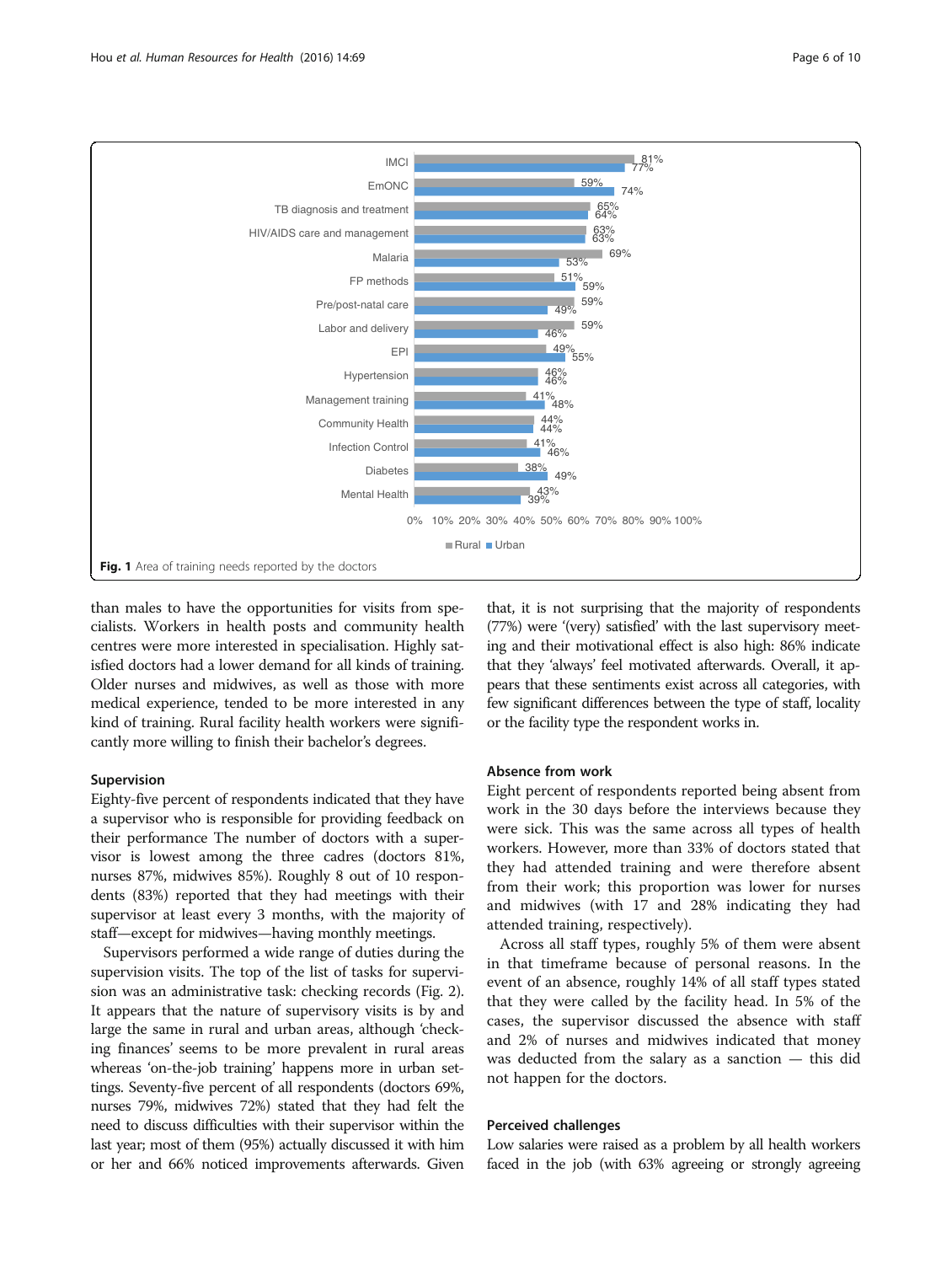| Area of training | Rural | Urban |
|---|---|---|
| IMCI | 81% | 77% |
| EmONC | 59% | 74% |
| TB diagnosis and treatment | 65% | 64% |
| HIV/AIDS care and management | 63% | 63% |
| Malaria | 69% | 53% |
| FP methods | 51% | 59% |
| Pre/post-natal care | 59% | 49% |
| Labor and delivery | 59% | 46% |
| EPI | 49% | 55% |
| Hypertension | 46% | 46% |
| Management training | 41% | 48% |
| Community Health | 44% | 44% |
| Infection Control | 41% | 46% |
| Diabetes | 38% | 49% |
| Mental Health | 43% | 39% |

**Fig. 1** Area of training needs reported by the doctors

than males to have the opportunities for visits from specialists. Workers in health posts and community health centres were more interested in specialisation. Highly satisfied doctors had a lower demand for all kinds of training. Older nurses and midwives, as well as those with more medical experience, tended to be more interested in any kind of training. Rural facility health workers were significantly more willing to finish their bachelor's degrees.

### Supervision

Eighty-five percent of respondents indicated that they have a supervisor who is responsible for providing feedback on their performance The number of doctors with a supervisor is lowest among the three cadres (doctors 81%, nurses 87%, midwives 85%). Roughly 8 out of 10 respondents (83%) reported that they had meetings with their supervisor at least every 3 months, with the majority of staff—except for midwives—having monthly meetings.

Supervisors performed a wide range of duties during the supervision visits. The top of the list of tasks for supervision was an administrative task: checking records (Fig. 2). It appears that the nature of supervisory visits is by and large the same in rural and urban areas, although 'checking finances' seems to be more prevalent in rural areas whereas 'on-the-job training' happens more in urban settings. Seventy-five percent of all respondents (doctors 69%, nurses 79%, midwives 72%) stated that they had felt the need to discuss difficulties with their supervisor within the last year; most of them (95%) actually discussed it with him or her and 66% noticed improvements afterwards. Given that, it is not surprising that the majority of respondents (77%) were '(very) satisfied' with the last supervisory meeting and their motivational effect is also high: 86% indicate that they 'always' feel motivated afterwards. Overall, it appears that these sentiments exist across all categories, with few significant differences between the type of staff, locality or the facility type the respondent works in.

### Absence from work

Eight percent of respondents reported being absent from work in the 30 days before the interviews because they were sick. This was the same across all types of health workers. However, more than 33% of doctors stated that they had attended training and were therefore absent from their work; this proportion was lower for nurses and midwives (with 17 and 28% indicating they had attended training, respectively).

Across all staff types, roughly 5% of them were absent in that timeframe because of personal reasons. In the event of an absence, roughly 14% of all staff types stated that they were called by the facility head. In 5% of the cases, the supervisor discussed the absence with staff and 2% of nurses and midwives indicated that money was deducted from the salary as a sanction — this did not happen for the doctors.

### Perceived challenges

Low salaries were raised as a problem by all health workers faced in the job (with 63% agreeing or strongly agreeing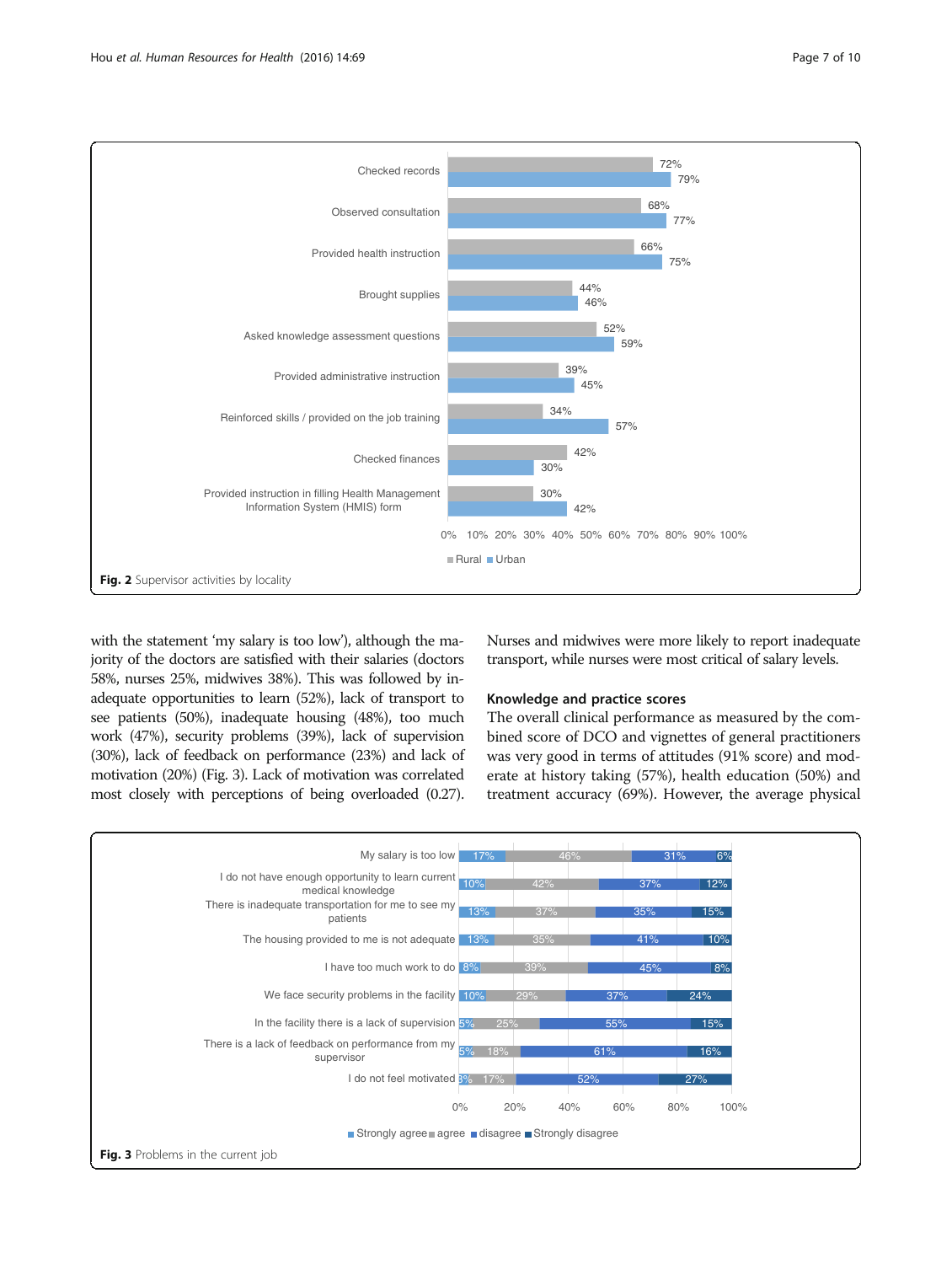Fig. 2 Supervisor activities by locality

with the statement 'my salary is too low'), although the majority of the doctors are satisfied with their salaries (doctors 58%, nurses 25%, midwives 38%). This was followed by inadequate opportunities to learn (52%), lack of transport to see patients (50%), inadequate housing (48%), too much work (47%), security problems (39%), lack of supervision (30%), lack of feedback on performance (23%) and lack of motivation (20%) (Fig. 3). Lack of motivation was correlated most closely with perceptions of being overloaded (0.27). Nurses and midwives were more likely to report inadequate transport, while nurses were most critical of salary levels.

### Knowledge and practice scores

The overall clinical performance as measured by the combined score of DCO and vignettes of general practitioners was very good in terms of attitudes (91% score) and moderate at history taking (57%), health education (50%) and treatment accuracy (69%). However, the average physical

Fig. 3 Problems in the current job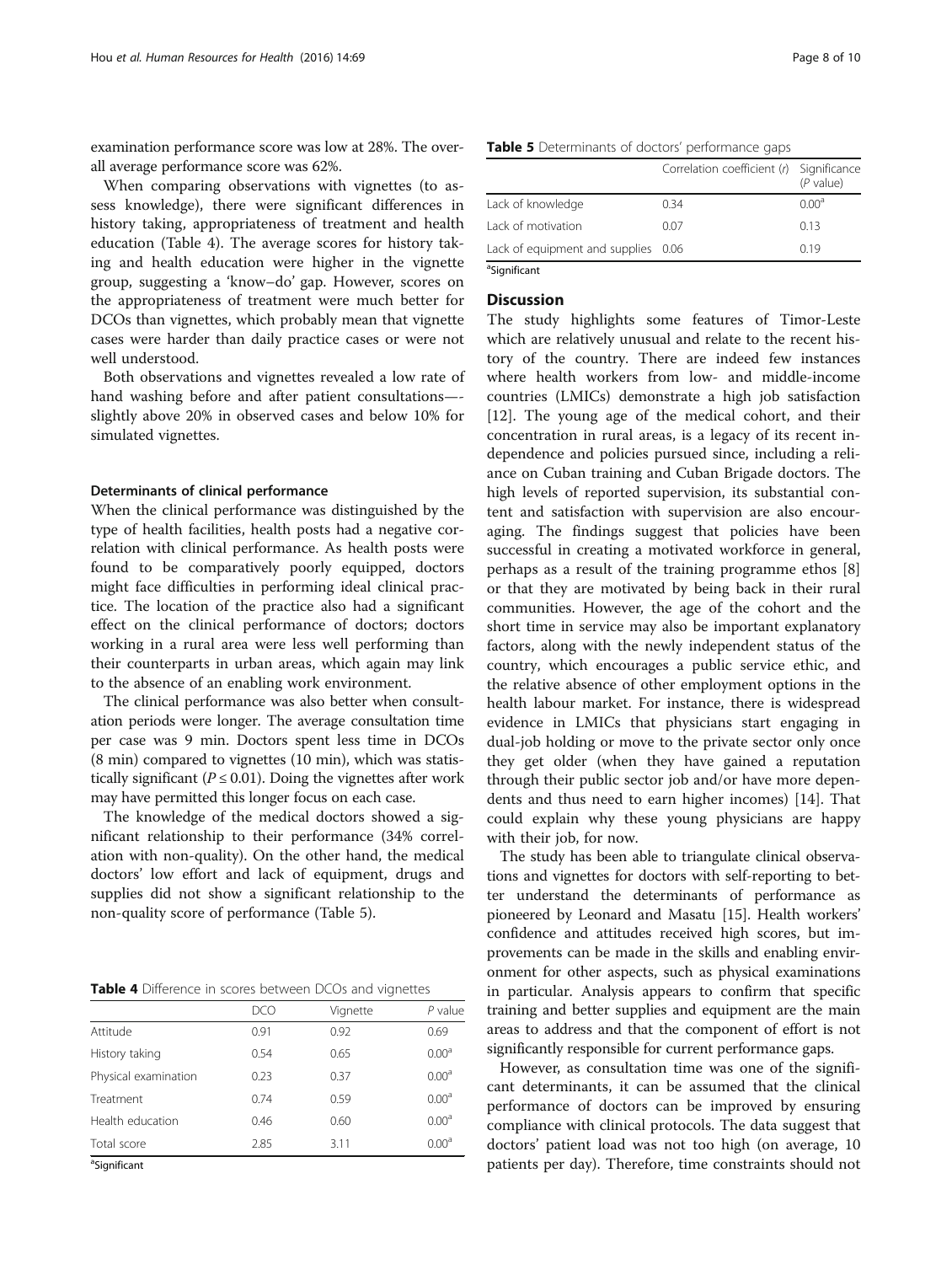examination performance score was low at 28%. The overall average performance score was 62%.

When comparing observations with vignettes (to assess knowledge), there were significant differences in history taking, appropriateness of treatment and health education (Table 4). The average scores for history taking and health education were higher in the vignette group, suggesting a 'know–do' gap. However, scores on the appropriateness of treatment were much better for DCOs than vignettes, which probably mean that vignette cases were harder than daily practice cases or were not well understood.

Both observations and vignettes revealed a low rate of hand washing before and after patient consultations—slightly above 20% in observed cases and below 10% for simulated vignettes.

### Determinants of clinical performance

When the clinical performance was distinguished by the type of health facilities, health posts had a negative correlation with clinical performance. As health posts were found to be comparatively poorly equipped, doctors might face difficulties in performing ideal clinical practice. The location of the practice also had a significant effect on the clinical performance of doctors; doctors working in a rural area were less well performing than their counterparts in urban areas, which again may link to the absence of an enabling work environment.

The clinical performance was also better when consultation periods were longer. The average consultation time per case was 9 min. Doctors spent less time in DCOs (8 min) compared to vignettes (10 min), which was statistically significant ($P \leq 0.01$). Doing the vignettes after work may have permitted this longer focus on each case.

The knowledge of the medical doctors showed a significant relationship to their performance (34% correlation with non-quality). On the other hand, the medical doctors' low effort and lack of equipment, drugs and supplies did not show a significant relationship to the non-quality score of performance (Table 5).

**Table 4** Difference in scores between DCOs and vignettes

| | DCO | Vignette | *P* value |
|---|---|---|---|
| Attitude | 0.91 | 0.92 | 0.69 |
| History taking | 0.54 | 0.65 | 0.00[a] |
| Physical examination | 0.23 | 0.37 | 0.00[a] |
| Treatment | 0.74 | 0.59 | 0.00[a] |
| Health education | 0.46 | 0.60 | 0.00[a] |
| Total score | 2.85 | 3.11 | 0.00[a] |

[a]Significant

**Table 5** Determinants of doctors' performance gaps

| | Correlation coefficient (*r*) | Significance (*P* value) |
|---|---|---|
| Lack of knowledge | 0.34 | 0.00[a] |
| Lack of motivation | 0.07 | 0.13 |
| Lack of equipment and supplies | 0.06 | 0.19 |

[a]Significant

## Discussion

The study highlights some features of Timor-Leste which are relatively unusual and relate to the recent history of the country. There are indeed few instances where health workers from low- and middle-income countries (LMICs) demonstrate a high job satisfaction [12]. The young age of the medical cohort, and their concentration in rural areas, is a legacy of its recent independence and policies pursued since, including a reliance on Cuban training and Cuban Brigade doctors. The high levels of reported supervision, its substantial content and satisfaction with supervision are also encouraging. The findings suggest that policies have been successful in creating a motivated workforce in general, perhaps as a result of the training programme ethos [8] or that they are motivated by being back in their rural communities. However, the age of the cohort and the short time in service may also be important explanatory factors, along with the newly independent status of the country, which encourages a public service ethic, and the relative absence of other employment options in the health labour market. For instance, there is widespread evidence in LMICs that physicians start engaging in dual-job holding or move to the private sector only once they get older (when they have gained a reputation through their public sector job and/or have more dependents and thus need to earn higher incomes) [14]. That could explain why these young physicians are happy with their job, for now.

The study has been able to triangulate clinical observations and vignettes for doctors with self-reporting to better understand the determinants of performance as pioneered by Leonard and Masatu [15]. Health workers' confidence and attitudes received high scores, but improvements can be made in the skills and enabling environment for other aspects, such as physical examinations in particular. Analysis appears to confirm that specific training and better supplies and equipment are the main areas to address and that the component of effort is not significantly responsible for current performance gaps.

However, as consultation time was one of the significant determinants, it can be assumed that the clinical performance of doctors can be improved by ensuring compliance with clinical protocols. The data suggest that doctors' patient load was not too high (on average, 10 patients per day). Therefore, time constraints should not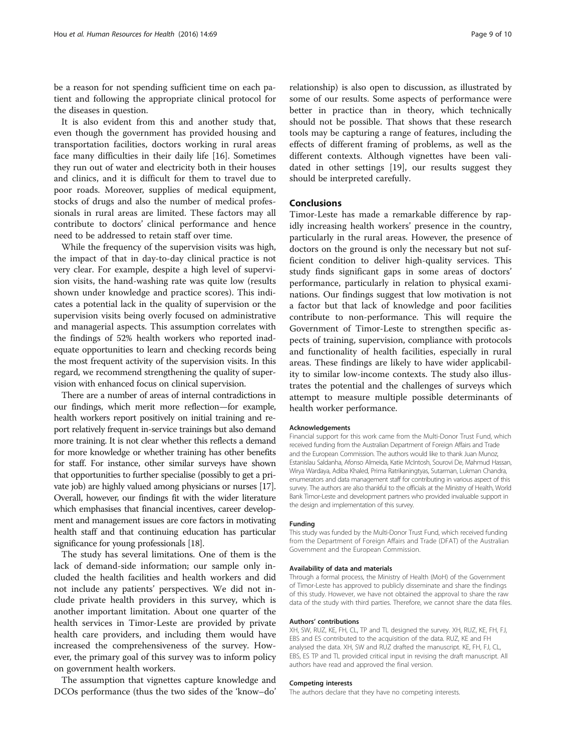be a reason for not spending sufficient time on each patient and following the appropriate clinical protocol for the diseases in question.

It is also evident from this and another study that, even though the government has provided housing and transportation facilities, doctors working in rural areas face many difficulties in their daily life [16]. Sometimes they run out of water and electricity both in their houses and clinics, and it is difficult for them to travel due to poor roads. Moreover, supplies of medical equipment, stocks of drugs and also the number of medical professionals in rural areas are limited. These factors may all contribute to doctors' clinical performance and hence need to be addressed to retain staff over time.

While the frequency of the supervision visits was high, the impact of that in day-to-day clinical practice is not very clear. For example, despite a high level of supervision visits, the hand-washing rate was quite low (results shown under knowledge and practice scores). This indicates a potential lack in the quality of supervision or the supervision visits being overly focused on administrative and managerial aspects. This assumption correlates with the findings of 52% health workers who reported inadequate opportunities to learn and checking records being the most frequent activity of the supervision visits. In this regard, we recommend strengthening the quality of supervision with enhanced focus on clinical supervision.

There are a number of areas of internal contradictions in our findings, which merit more reflection—for example, health workers report positively on initial training and report relatively frequent in-service trainings but also demand more training. It is not clear whether this reflects a demand for more knowledge or whether training has other benefits for staff. For instance, other similar surveys have shown that opportunities to further specialise (possibly to get a private job) are highly valued among physicians or nurses [17]. Overall, however, our findings fit with the wider literature which emphasises that financial incentives, career development and management issues are core factors in motivating health staff and that continuing education has particular significance for young professionals [18].

The study has several limitations. One of them is the lack of demand-side information; our sample only included the health facilities and health workers and did not include any patients' perspectives. We did not include private health providers in this survey, which is another important limitation. About one quarter of the health services in Timor-Leste are provided by private health care providers, and including them would have increased the comprehensiveness of the survey. However, the primary goal of this survey was to inform policy on government health workers.

The assumption that vignettes capture knowledge and DCOs performance (thus the two sides of the 'know–do' relationship) is also open to discussion, as illustrated by some of our results. Some aspects of performance were better in practice than in theory, which technically should not be possible. That shows that these research tools may be capturing a range of features, including the effects of different framing of problems, as well as the different contexts. Although vignettes have been validated in other settings [19], our results suggest they should be interpreted carefully.

## Conclusions

Timor-Leste has made a remarkable difference by rapidly increasing health workers' presence in the country, particularly in the rural areas. However, the presence of doctors on the ground is only the necessary but not sufficient condition to deliver high-quality services. This study finds significant gaps in some areas of doctors' performance, particularly in relation to physical examinations. Our findings suggest that low motivation is not a factor but that lack of knowledge and poor facilities contribute to non-performance. This will require the Government of Timor-Leste to strengthen specific aspects of training, supervision, compliance with protocols and functionality of health facilities, especially in rural areas. These findings are likely to have wider applicability to similar low-income contexts. The study also illustrates the potential and the challenges of surveys which attempt to measure multiple possible determinants of health worker performance.

#### Acknowledgements

Financial support for this work came from the Multi-Donor Trust Fund, which received funding from the Australian Department of Foreign Affairs and Trade and the European Commission. The authors would like to thank Juan Munoz, Estanislau Saldanha, Afonso Almeida, Katie McIntosh, Sourovi De, Mahmud Hassan, Wirya Wardaya, Adiba Khaled, Prima Ratrikaningtyas, Sutarman, Lukman Chandra, enumerators and data management staff for contributing in various aspect of this survey. The authors are also thankful to the officials at the Ministry of Health, World Bank Timor-Leste and development partners who provided invaluable support in the design and implementation of this survey.

#### Funding

This study was funded by the Multi-Donor Trust Fund, which received funding from the Department of Foreign Affairs and Trade (DFAT) of the Australian Government and the European Commission.

#### Availability of data and materials

Through a formal process, the Ministry of Health (MoH) of the Government of Timor-Leste has approved to publicly disseminate and share the findings of this study. However, we have not obtained the approval to share the raw data of the study with third parties. Therefore, we cannot share the data files.

#### Authors' contributions

XH, SW, RUZ, KE, FH, CL, TP and TL designed the survey. XH, RUZ, KE, FH, FJ, EBS and ES contributed to the acquisition of the data. RUZ, KE and FH analysed the data. XH, SW and RUZ drafted the manuscript. KE, FH, FJ, CL, EBS, ES TP and TL provided critical input in revising the draft manuscript. All authors have read and approved the final version.

#### Competing interests

The authors declare that they have no competing interests.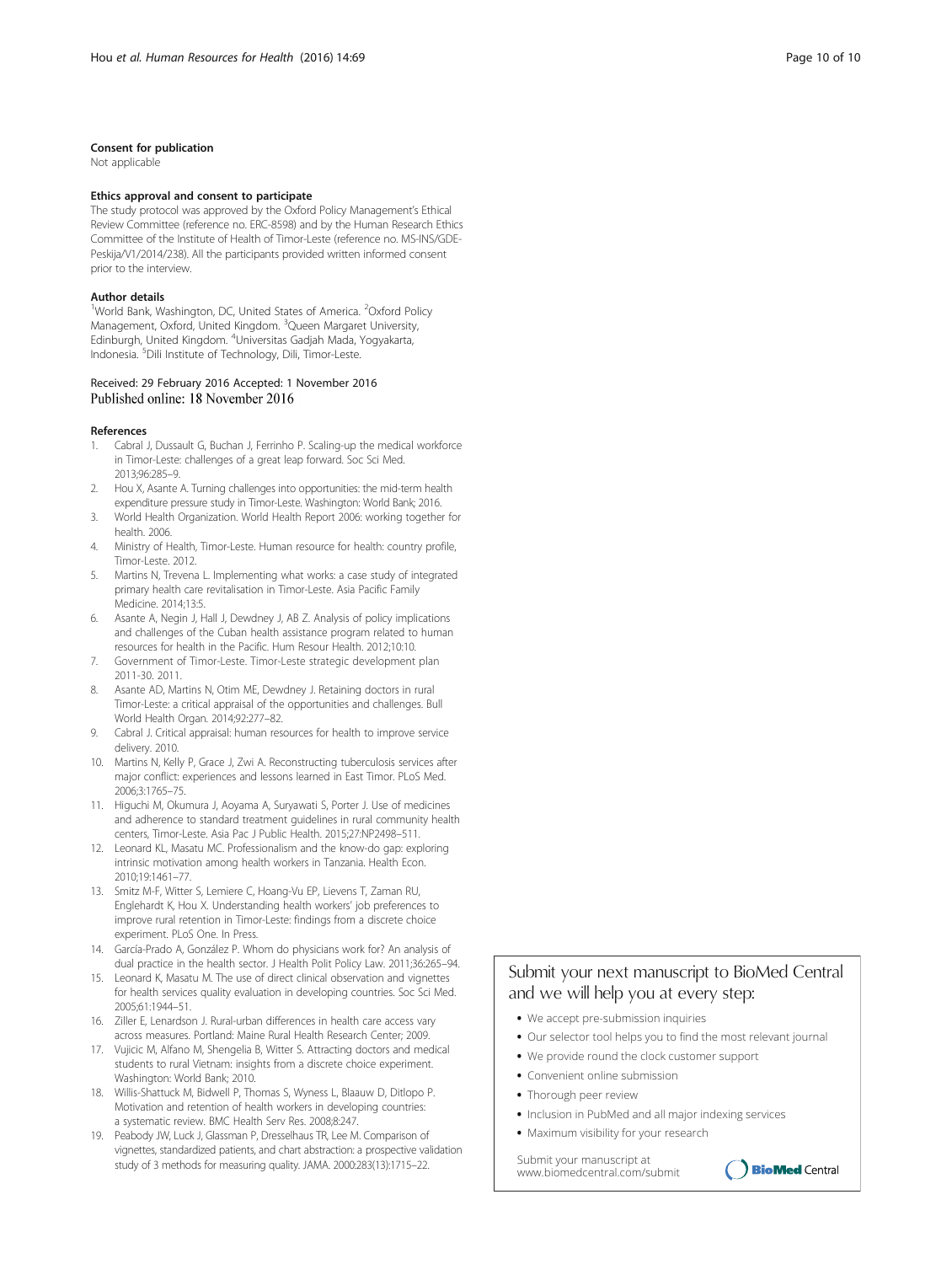### Consent for publication

Not applicable

### Ethics approval and consent to participate

The study protocol was approved by the Oxford Policy Management's Ethical Review Committee (reference no. ERC-8598) and by the Human Research Ethics Committee of the Institute of Health of Timor-Leste (reference no. MS-INS/GDE-Peskija/V1/2014/238). All the participants provided written informed consent prior to the interview.

### Author details

[1]World Bank, Washington, DC, United States of America. [2]Oxford Policy Management, Oxford, United Kingdom. [3]Queen Margaret University, Edinburgh, United Kingdom. [4]Universitas Gadjah Mada, Yogyakarta, Indonesia. [5]Dili Institute of Technology, Dili, Timor-Leste.

Received: 29 February 2016 Accepted: 1 November 2016
Published online: 18 November 2016

### References

1. Cabral J, Dussault G, Buchan J, Ferrinho P. Scaling-up the medical workforce in Timor-Leste: challenges of a great leap forward. Soc Sci Med. 2013;96:285–9.
2. Hou X, Asante A. Turning challenges into opportunities: the mid-term health expenditure pressure study in Timor-Leste. Washington: World Bank; 2016.
3. World Health Organization. World Health Report 2006: working together for health. 2006.
4. Ministry of Health, Timor-Leste. Human resource for health: country profile, Timor-Leste. 2012.
5. Martins N, Trevena L. Implementing what works: a case study of integrated primary health care revitalisation in Timor-Leste. Asia Pacific Family Medicine. 2014;13:5.
6. Asante A, Negin J, Hall J, Dewdney J, AB Z. Analysis of policy implications and challenges of the Cuban health assistance program related to human resources for health in the Pacific. Hum Resour Health. 2012;10:10.
7. Government of Timor-Leste. Timor-Leste strategic development plan 2011-30. 2011.
8. Asante AD, Martins N, Otim ME, Dewdney J. Retaining doctors in rural Timor-Leste: a critical appraisal of the opportunities and challenges. Bull World Health Organ. 2014;92:277–82.
9. Cabral J. Critical appraisal: human resources for health to improve service delivery. 2010.
10. Martins N, Kelly P, Grace J, Zwi A. Reconstructing tuberculosis services after major conflict: experiences and lessons learned in East Timor. PLoS Med. 2006;3:1765–75.
11. Higuchi M, Okumura J, Aoyama A, Suryawati S, Porter J. Use of medicines and adherence to standard treatment guidelines in rural community health centers, Timor-Leste. Asia Pac J Public Health. 2015;27:NP2498–511.
12. Leonard KL, Masatu MC. Professionalism and the know-do gap: exploring intrinsic motivation among health workers in Tanzania. Health Econ. 2010;19:1461–77.
13. Smitz M-F, Witter S, Lemiere C, Hoang-Vu EP, Lievens T, Zaman RU, Englehardt K, Hou X. Understanding health workers' job preferences to improve rural retention in Timor-Leste: findings from a discrete choice experiment. PLoS One. In Press.
14. García-Prado A, González P. Whom do physicians work for? An analysis of dual practice in the health sector. J Health Polit Policy Law. 2011;36:265–94.
15. Leonard K, Masatu M. The use of direct clinical observation and vignettes for health services quality evaluation in developing countries. Soc Sci Med. 2005;61:1944–51.
16. Ziller E, Lenardson J. Rural-urban differences in health care access vary across measures. Portland: Maine Rural Health Research Center; 2009.
17. Vujicic M, Alfano M, Shengelia B, Witter S. Attracting doctors and medical students to rural Vietnam: insights from a discrete choice experiment. Washington: World Bank; 2010.
18. Willis-Shattuck M, Bidwell P, Thomas S, Wyness L, Blaauw D, Ditlopo P. Motivation and retention of health workers in developing countries: a systematic review. BMC Health Serv Res. 2008;8:247.
19. Peabody JW, Luck J, Glassman P, Dresselhaus TR, Lee M. Comparison of vignettes, standardized patients, and chart abstraction: a prospective validation study of 3 methods for measuring quality. JAMA. 2000:283(13):1715–22.

Submit your next manuscript to BioMed Central and we will help you at every step:

- We accept pre-submission inquiries
- Our selector tool helps you to find the most relevant journal
- We provide round the clock customer support
- Convenient online submission
- Thorough peer review
- Inclusion in PubMed and all major indexing services
- Maximum visibility for your research

Submit your manuscript at www.biomedcentral.com/submit

BioMed Central